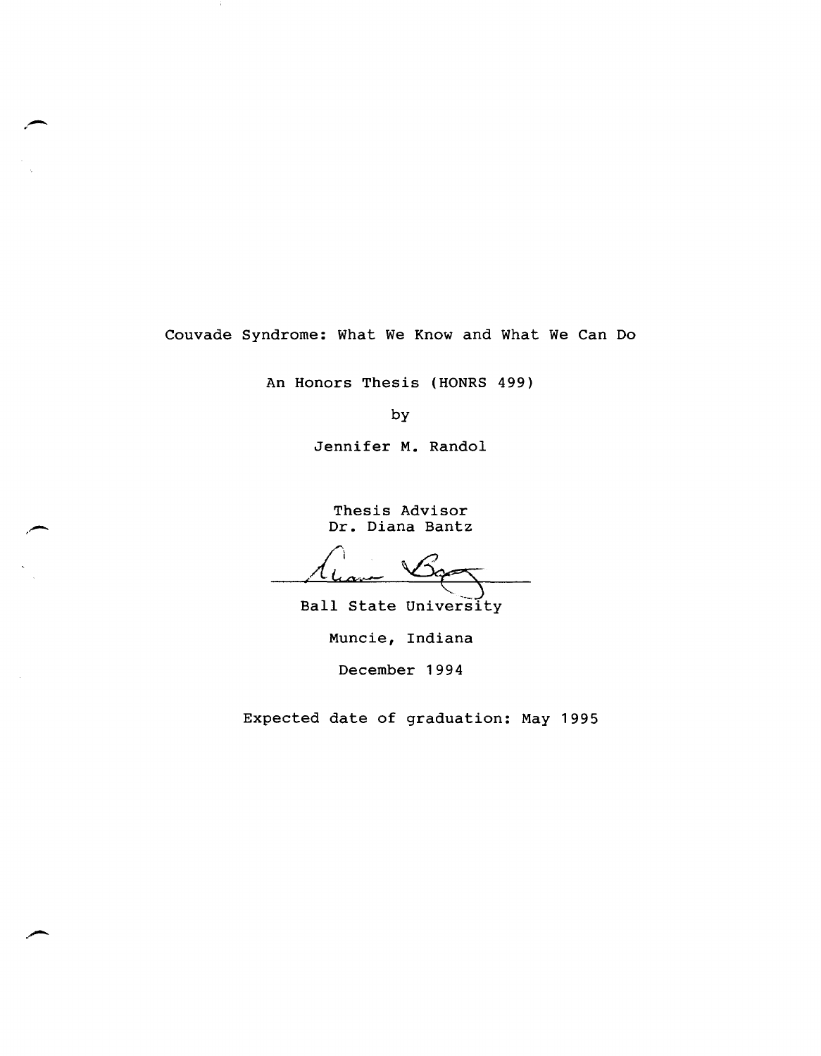# Couvade Syndrome: What We Know and What We Can Do

An Honors Thesis (HONRS 499)

by

Jennifer M. Randol

Thesis Advisor
Dr. Diana Bantz

Ball State University

Muncie, Indiana

December 1994

Expected date of graduation: May 1995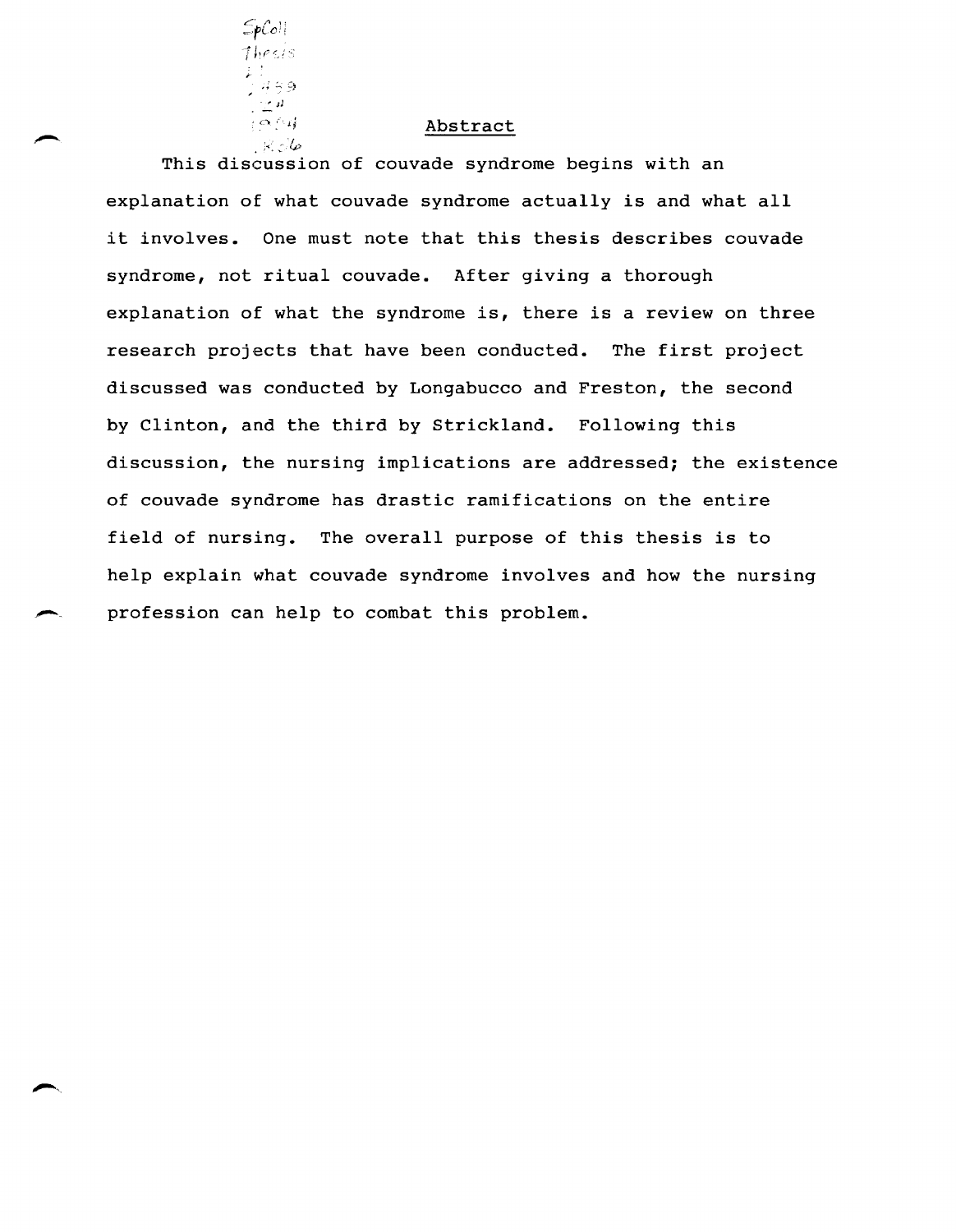## Abstract

This discussion of couvade syndrome begins with an explanation of what couvade syndrome actually is and what all it involves. One must note that this thesis describes couvade syndrome, not ritual couvade. After giving a thorough explanation of what the syndrome is, there is a review on three research projects that have been conducted. The first project discussed was conducted by Longabucco and Freston, the second by Clinton, and the third by Strickland. Following this discussion, the nursing implications are addressed; the existence of couvade syndrome has drastic ramifications on the entire field of nursing. The overall purpose of this thesis is to help explain what couvade syndrome involves and how the nursing profession can help to combat this problem.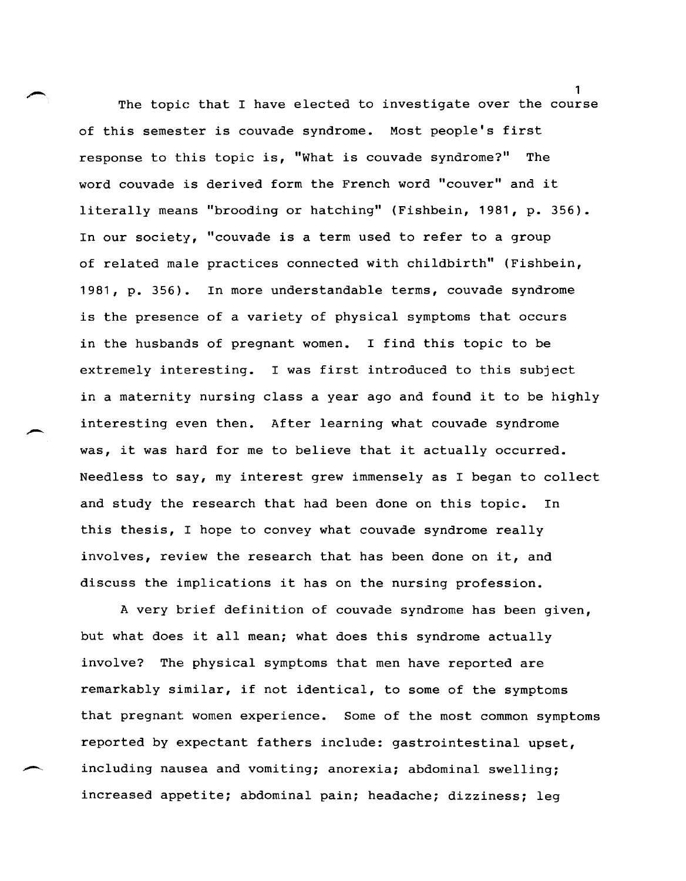The topic that I have elected to investigate over the course of this semester is couvade syndrome. Most people's first response to this topic is, "What is couvade syndrome?" The word couvade is derived form the French word "couver" and it literally means "brooding or hatching" (Fishbein, 1981, p. 356). In our society, "couvade is a term used to refer to a group of related male practices connected with childbirth" (Fishbein, 1981, p. 356). In more understandable terms, couvade syndrome is the presence of a variety of physical symptoms that occurs in the husbands of pregnant women. I find this topic to be extremely interesting. I was first introduced to this subject in a maternity nursing class a year ago and found it to be highly interesting even then. After learning what couvade syndrome was, it was hard for me to believe that it actually occurred. Needless to say, my interest grew immensely as I began to collect and study the research that had been done on this topic. In this thesis, I hope to convey what couvade syndrome really involves, review the research that has been done on it, and discuss the implications it has on the nursing profession.

A very brief definition of couvade syndrome has been given, but what does it all mean; what does this syndrome actually involve? The physical symptoms that men have reported are remarkably similar, if not identical, to some of the symptoms that pregnant women experience. Some of the most common symptoms reported by expectant fathers include: gastrointestinal upset, including nausea and vomiting; anorexia; abdominal swelling; increased appetite; abdominal pain; headache; dizziness; leg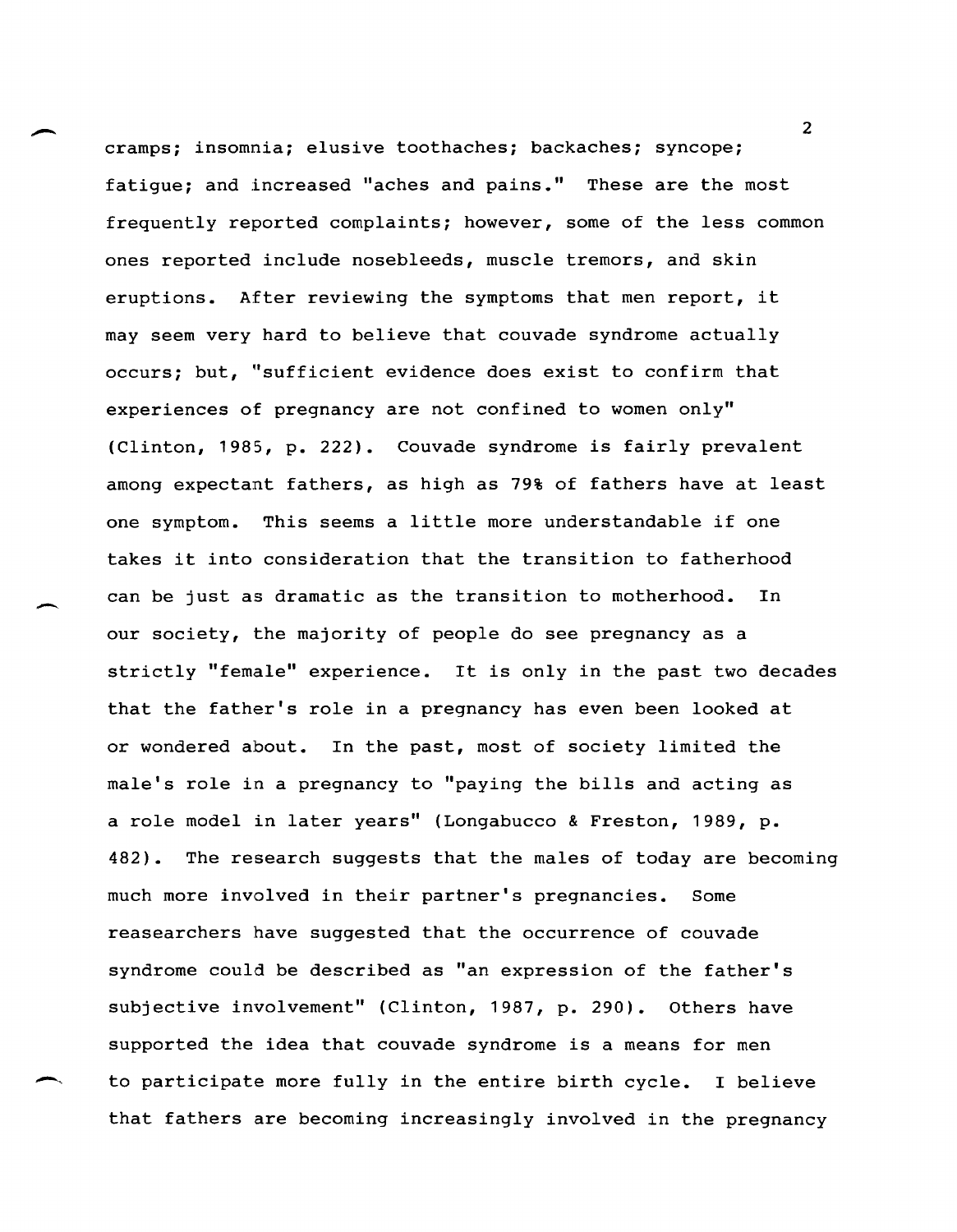cramps; insomnia; elusive toothaches; backaches; syncope; fatigue; and increased "aches and pains." These are the most frequently reported complaints; however, some of the less common ones reported include nosebleeds, muscle tremors, and skin eruptions. After reviewing the symptoms that men report, it may seem very hard to believe that couvade syndrome actually occurs; but, "sufficient evidence does exist to confirm that experiences of pregnancy are not confined to women only" (Clinton, 1985, p. 222). Couvade syndrome is fairly prevalent among expectant fathers, as high as 79% of fathers have at least one symptom. This seems a little more understandable if one takes it into consideration that the transition to fatherhood can be just as dramatic as the transition to motherhood. In our society, the majority of people do see pregnancy as a strictly "female" experience. It is only in the past two decades that the father's role in a pregnancy has even been looked at or wondered about. In the past, most of society limited the male's role in a pregnancy to "paying the bills and acting as a role model in later years" (Longabucco & Freston, 1989, p. 482). The research suggests that the males of today are becoming much more involved in their partner's pregnancies. Some reasearchers have suggested that the occurrence of couvade syndrome could be described as "an expression of the father's subjective involvement" (Clinton, 1987, p. 290). Others have supported the idea that couvade syndrome is a means for men to participate more fully in the entire birth cycle. I believe that fathers are becoming increasingly involved in the pregnancy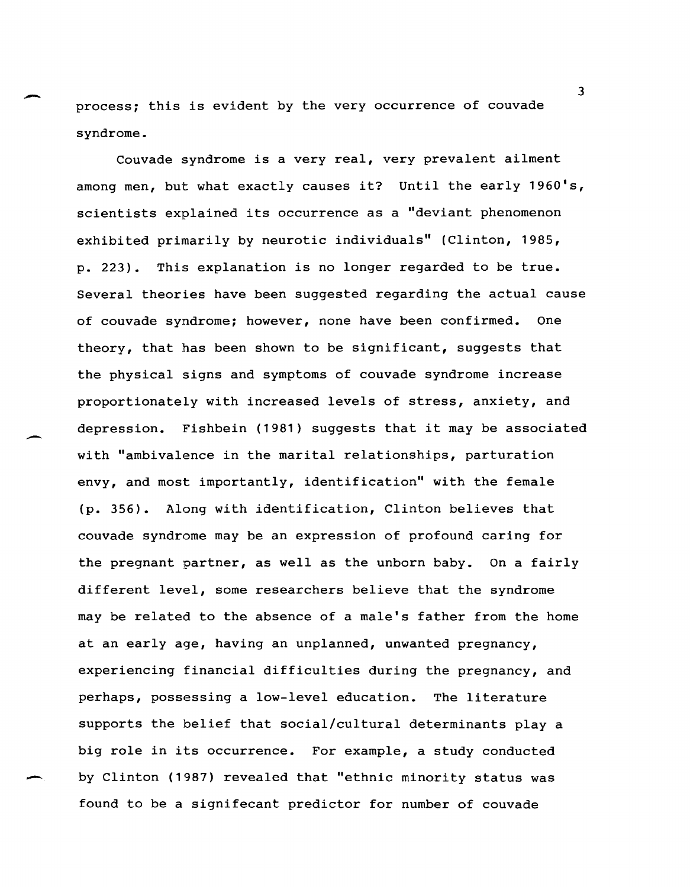process; this is evident by the very occurrence of couvade syndrome.

Couvade syndrome is a very real, very prevalent ailment among men, but what exactly causes it? Until the early 1960's, scientists explained its occurrence as a "deviant phenomenon exhibited primarily by neurotic individuals" (Clinton, 1985, p. 223). This explanation is no longer regarded to be true. Several theories have been suggested regarding the actual cause of couvade syndrome; however, none have been confirmed. One theory, that has been shown to be significant, suggests that the physical signs and symptoms of couvade syndrome increase proportionately with increased levels of stress, anxiety, and depression. Fishbein (1981) suggests that it may be associated with "ambivalence in the marital relationships, parturation envy, and most importantly, identification" with the female (p. 356). Along with identification, Clinton believes that couvade syndrome may be an expression of profound caring for the pregnant partner, as well as the unborn baby. On a fairly different level, some researchers believe that the syndrome may be related to the absence of a male's father from the home at an early age, having an unplanned, unwanted pregnancy, experiencing financial difficulties during the pregnancy, and perhaps, possessing a low-level education. The literature supports the belief that social/cultural determinants play a big role in its occurrence. For example, a study conducted by Clinton (1987) revealed that "ethnic minority status was found to be a signifecant predictor for number of couvade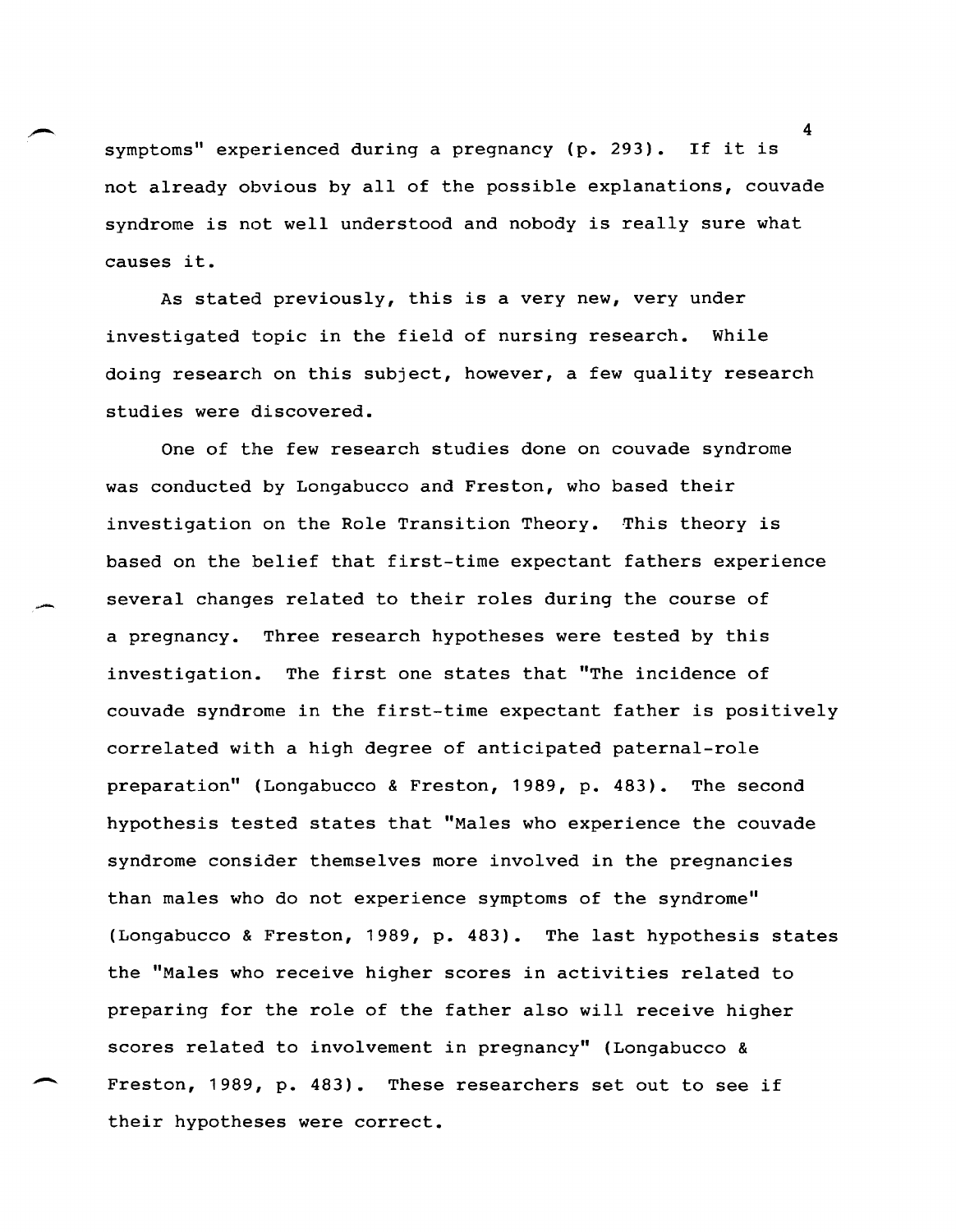symptoms" experienced during a pregnancy (p. 293). If it is not already obvious by all of the possible explanations, couvade syndrome is not well understood and nobody is really sure what causes it.

As stated previously, this is a very new, very under investigated topic in the field of nursing research. While doing research on this subject, however, a few quality research studies were discovered.

One of the few research studies done on couvade syndrome was conducted by Longabucco and Freston, who based their investigation on the Role Transition Theory. This theory is based on the belief that first-time expectant fathers experience several changes related to their roles during the course of a pregnancy. Three research hypotheses were tested by this investigation. The first one states that "The incidence of couvade syndrome in the first-time expectant father is positively correlated with a high degree of anticipated paternal-role preparation" (Longabucco & Freston, 1989, p. 483). The second hypothesis tested states that "Males who experience the couvade syndrome consider themselves more involved in the pregnancies than males who do not experience symptoms of the syndrome" (Longabucco & Freston, 1989, p. 483). The last hypothesis states the "Males who receive higher scores in activities related to preparing for the role of the father also will receive higher scores related to involvement in pregnancy" (Longabucco & Freston, 1989, p. 483). These researchers set out to see if their hypotheses were correct.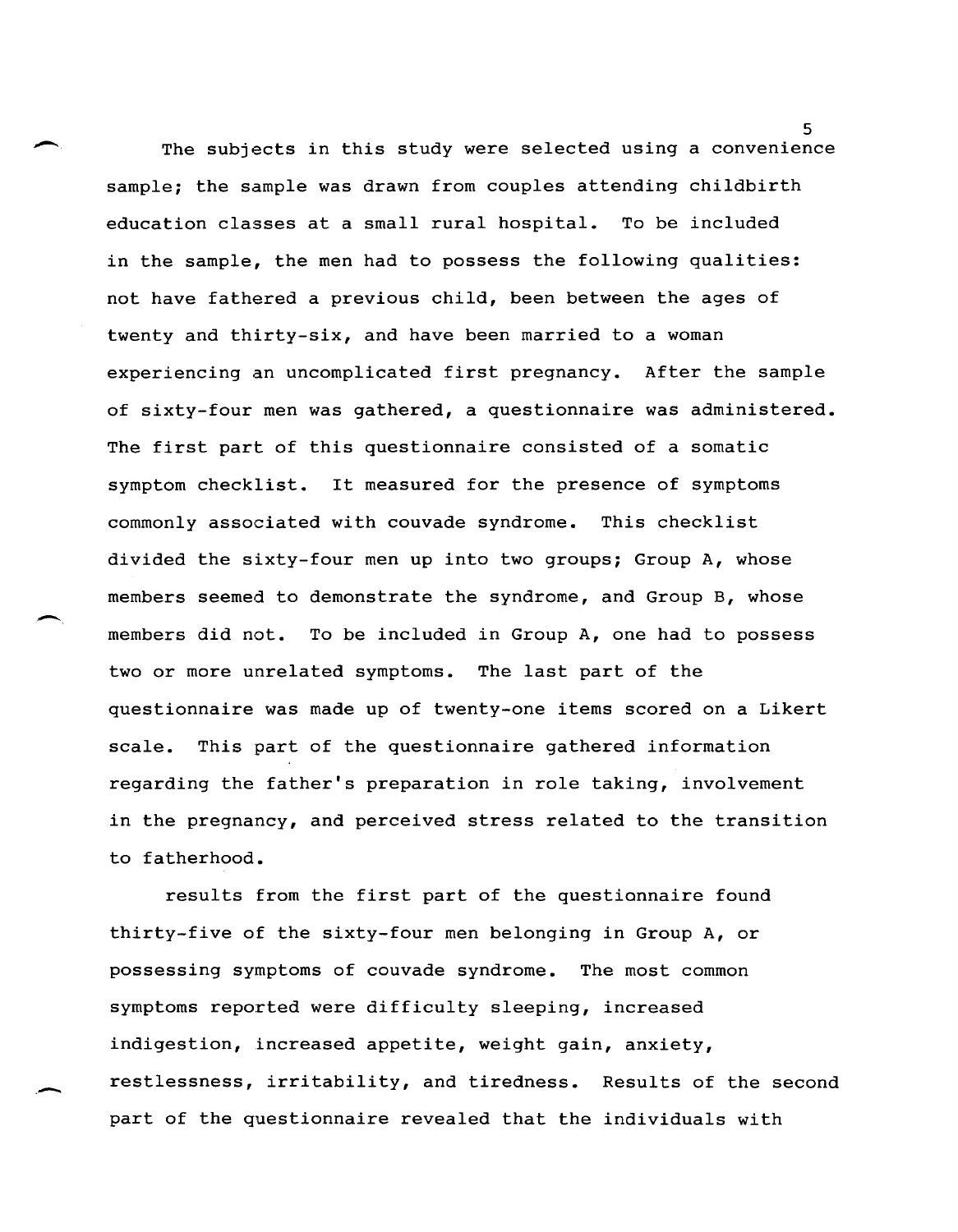The subjects in this study were selected using a convenience sample; the sample was drawn from couples attending childbirth education classes at a small rural hospital. To be included in the sample, the men had to possess the following qualities: not have fathered a previous child, been between the ages of twenty and thirty-six, and have been married to a woman experiencing an uncomplicated first pregnancy. After the sample of sixty-four men was gathered, a questionnaire was administered. The first part of this questionnaire consisted of a somatic symptom checklist. It measured for the presence of symptoms commonly associated with couvade syndrome. This checklist divided the sixty-four men up into two groups; Group A, whose members seemed to demonstrate the syndrome, and Group B, whose members did not. To be included in Group A, one had to possess two or more unrelated symptoms. The last part of the questionnaire was made up of twenty-one items scored on a Likert scale. This part of the questionnaire gathered information regarding the father's preparation in role taking, involvement in the pregnancy, and perceived stress related to the transition to fatherhood.

results from the first part of the questionnaire found thirty-five of the sixty-four men belonging in Group A, or possessing symptoms of couvade syndrome. The most common symptoms reported were difficulty sleeping, increased indigestion, increased appetite, weight gain, anxiety, restlessness, irritability, and tiredness. Results of the second part of the questionnaire revealed that the individuals with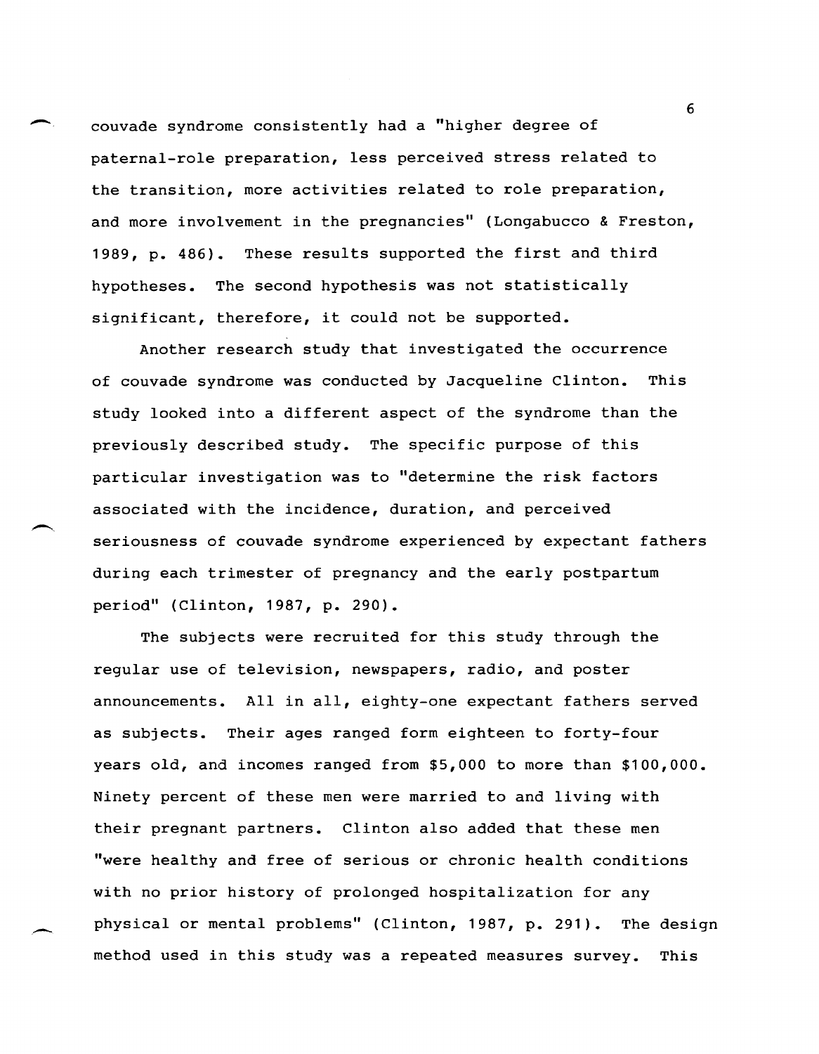couvade syndrome consistently had a "higher degree of paternal-role preparation, less perceived stress related to the transition, more activities related to role preparation, and more involvement in the pregnancies" (Longabucco & Freston, 1989, p. 486). These results supported the first and third hypotheses. The second hypothesis was not statistically significant, therefore, it could not be supported.

Another research study that investigated the occurrence of couvade syndrome was conducted by Jacqueline Clinton. This study looked into a different aspect of the syndrome than the previously described study. The specific purpose of this particular investigation was to "determine the risk factors associated with the incidence, duration, and perceived seriousness of couvade syndrome experienced by expectant fathers during each trimester of pregnancy and the early postpartum period" (Clinton, 1987, p. 290).

The subjects were recruited for this study through the regular use of television, newspapers, radio, and poster announcements. All in all, eighty-one expectant fathers served as subjects. Their ages ranged form eighteen to forty-four years old, and incomes ranged from $5,000 to more than $100,000. Ninety percent of these men were married to and living with their pregnant partners. Clinton also added that these men "were healthy and free of serious or chronic health conditions with no prior history of prolonged hospitalization for any physical or mental problems" (Clinton, 1987, p. 291). The design method used in this study was a repeated measures survey. This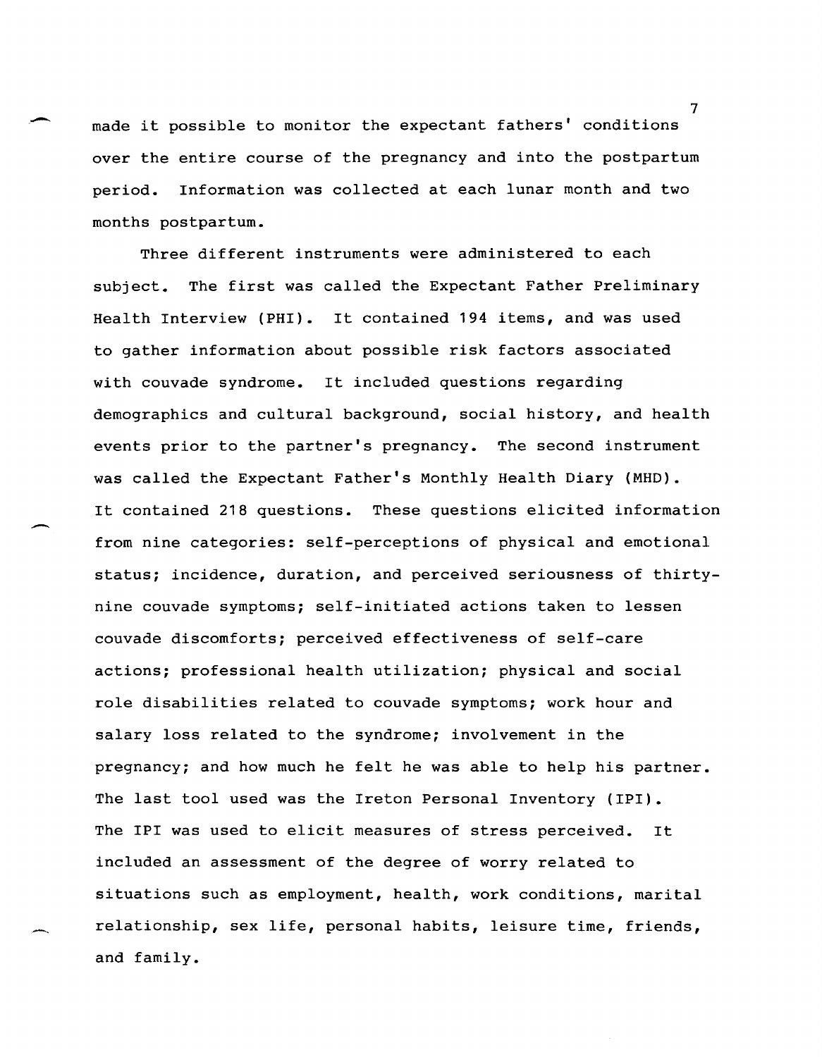made it possible to monitor the expectant fathers' conditions over the entire course of the pregnancy and into the postpartum period. Information was collected at each lunar month and two months postpartum.

Three different instruments were administered to each subject. The first was called the Expectant Father Preliminary Health Interview (PHI). It contained 194 items, and was used to gather information about possible risk factors associated with couvade syndrome. It included questions regarding demographics and cultural background, social history, and health events prior to the partner's pregnancy. The second instrument was called the Expectant Father's Monthly Health Diary (MHD). It contained 218 questions. These questions elicited information from nine categories: self-perceptions of physical and emotional status; incidence, duration, and perceived seriousness of thirty-nine couvade symptoms; self-initiated actions taken to lessen couvade discomforts; perceived effectiveness of self-care actions; professional health utilization; physical and social role disabilities related to couvade symptoms; work hour and salary loss related to the syndrome; involvement in the pregnancy; and how much he felt he was able to help his partner. The last tool used was the Ireton Personal Inventory (IPI). The IPI was used to elicit measures of stress perceived. It included an assessment of the degree of worry related to situations such as employment, health, work conditions, marital relationship, sex life, personal habits, leisure time, friends, and family.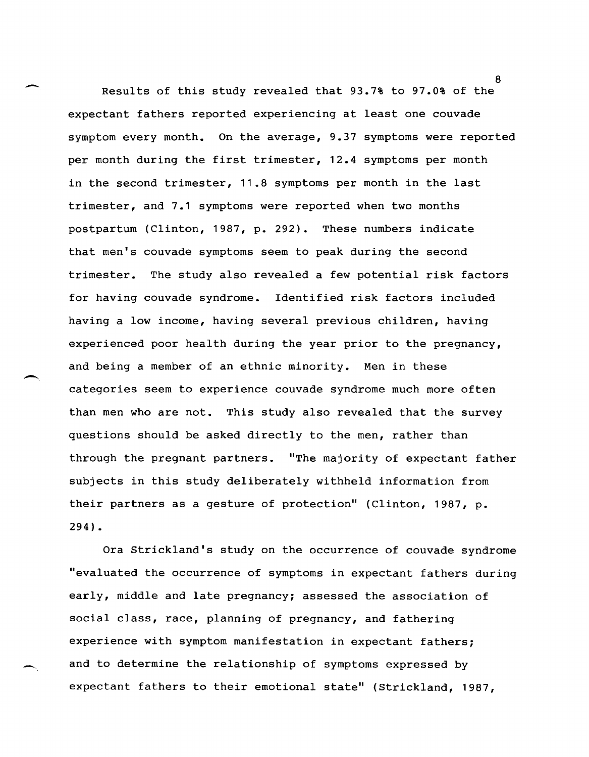Results of this study revealed that 93.7% to 97.0% of the expectant fathers reported experiencing at least one couvade symptom every month. On the average, 9.37 symptoms were reported per month during the first trimester, 12.4 symptoms per month in the second trimester, 11.8 symptoms per month in the last trimester, and 7.1 symptoms were reported when two months postpartum (Clinton, 1987, p. 292). These numbers indicate that men's couvade symptoms seem to peak during the second trimester. The study also revealed a few potential risk factors for having couvade syndrome. Identified risk factors included having a low income, having several previous children, having experienced poor health during the year prior to the pregnancy, and being a member of an ethnic minority. Men in these categories seem to experience couvade syndrome much more often than men who are not. This study also revealed that the survey questions should be asked directly to the men, rather than through the pregnant partners. "The majority of expectant father subjects in this study deliberately withheld information from their partners as a gesture of protection" (Clinton, 1987, p. 294).

Ora Strickland's study on the occurrence of couvade syndrome "evaluated the occurrence of symptoms in expectant fathers during early, middle and late pregnancy; assessed the association of social class, race, planning of pregnancy, and fathering experience with symptom manifestation in expectant fathers; and to determine the relationship of symptoms expressed by expectant fathers to their emotional state" (Strickland, 1987,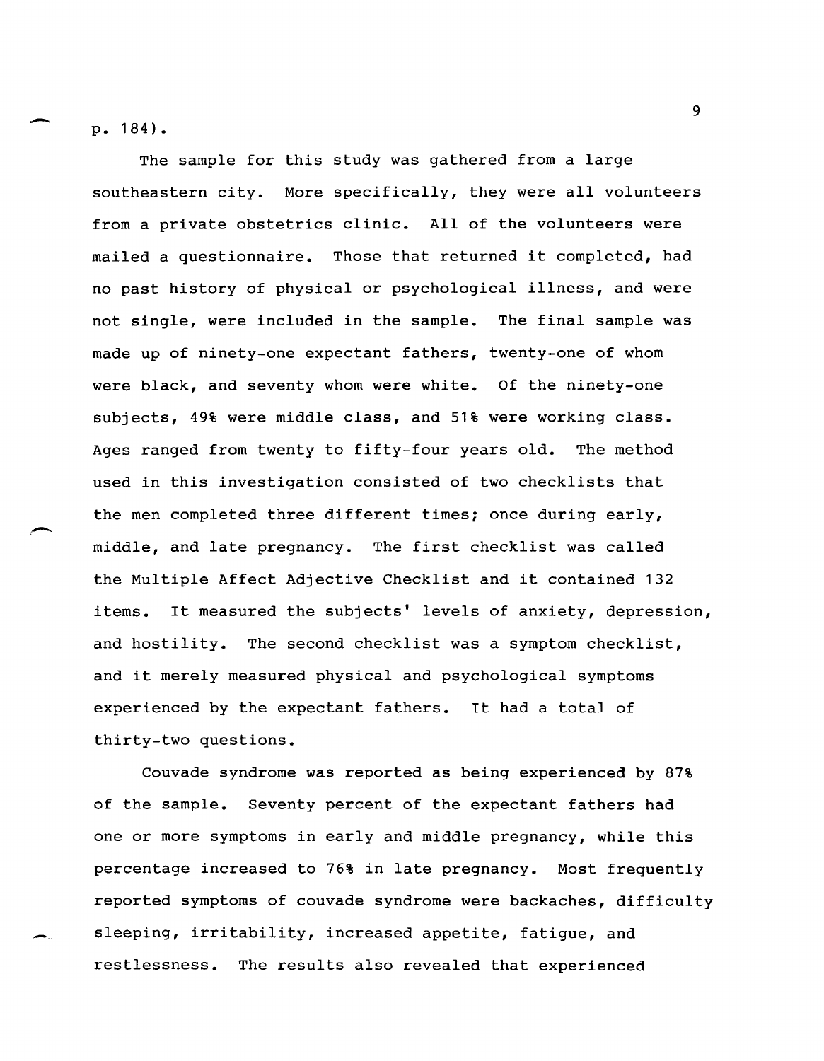p. 184).

The sample for this study was gathered from a large southeastern city. More specifically, they were all volunteers from a private obstetrics clinic. All of the volunteers were mailed a questionnaire. Those that returned it completed, had no past history of physical or psychological illness, and were not single, were included in the sample. The final sample was made up of ninety-one expectant fathers, twenty-one of whom were black, and seventy whom were white. Of the ninety-one subjects, 49% were middle class, and 51% were working class. Ages ranged from twenty to fifty-four years old. The method used in this investigation consisted of two checklists that the men completed three different times; once during early, middle, and late pregnancy. The first checklist was called the Multiple Affect Adjective Checklist and it contained 132 items. It measured the subjects' levels of anxiety, depression, and hostility. The second checklist was a symptom checklist, and it merely measured physical and psychological symptoms experienced by the expectant fathers. It had a total of thirty-two questions.

Couvade syndrome was reported as being experienced by 87% of the sample. Seventy percent of the expectant fathers had one or more symptoms in early and middle pregnancy, while this percentage increased to 76% in late pregnancy. Most frequently reported symptoms of couvade syndrome were backaches, difficulty sleeping, irritability, increased appetite, fatigue, and restlessness. The results also revealed that experienced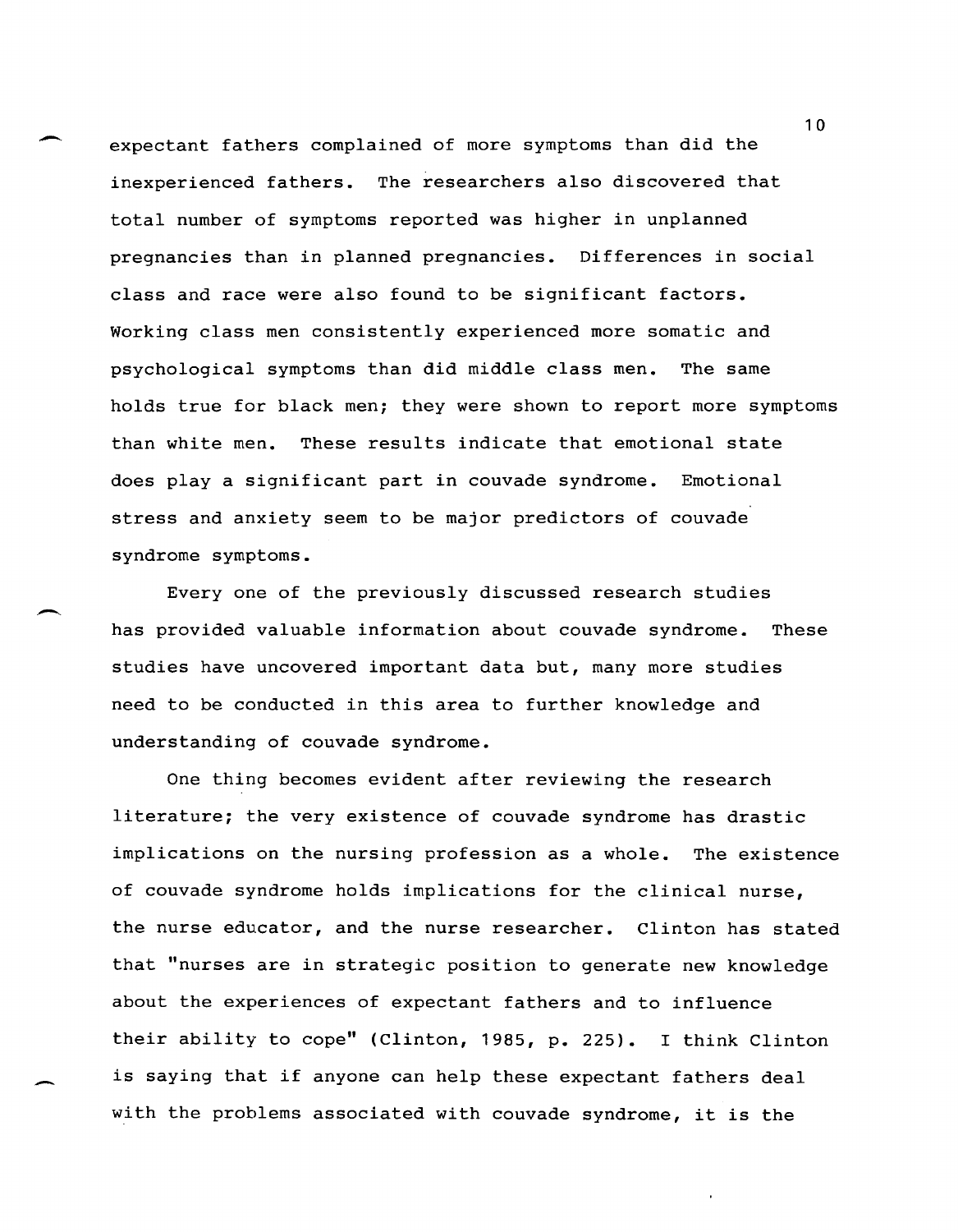expectant fathers complained of more symptoms than did the inexperienced fathers. The researchers also discovered that total number of symptoms reported was higher in unplanned pregnancies than in planned pregnancies. Differences in social class and race were also found to be significant factors. Working class men consistently experienced more somatic and psychological symptoms than did middle class men. The same holds true for black men; they were shown to report more symptoms than white men. These results indicate that emotional state does play a significant part in couvade syndrome. Emotional stress and anxiety seem to be major predictors of couvade syndrome symptoms.

Every one of the previously discussed research studies has provided valuable information about couvade syndrome. These studies have uncovered important data but, many more studies need to be conducted in this area to further knowledge and understanding of couvade syndrome.

One thing becomes evident after reviewing the research literature; the very existence of couvade syndrome has drastic implications on the nursing profession as a whole. The existence of couvade syndrome holds implications for the clinical nurse, the nurse educator, and the nurse researcher. Clinton has stated that "nurses are in strategic position to generate new knowledge about the experiences of expectant fathers and to influence their ability to cope" (Clinton, 1985, p. 225). I think Clinton is saying that if anyone can help these expectant fathers deal with the problems associated with couvade syndrome, it is the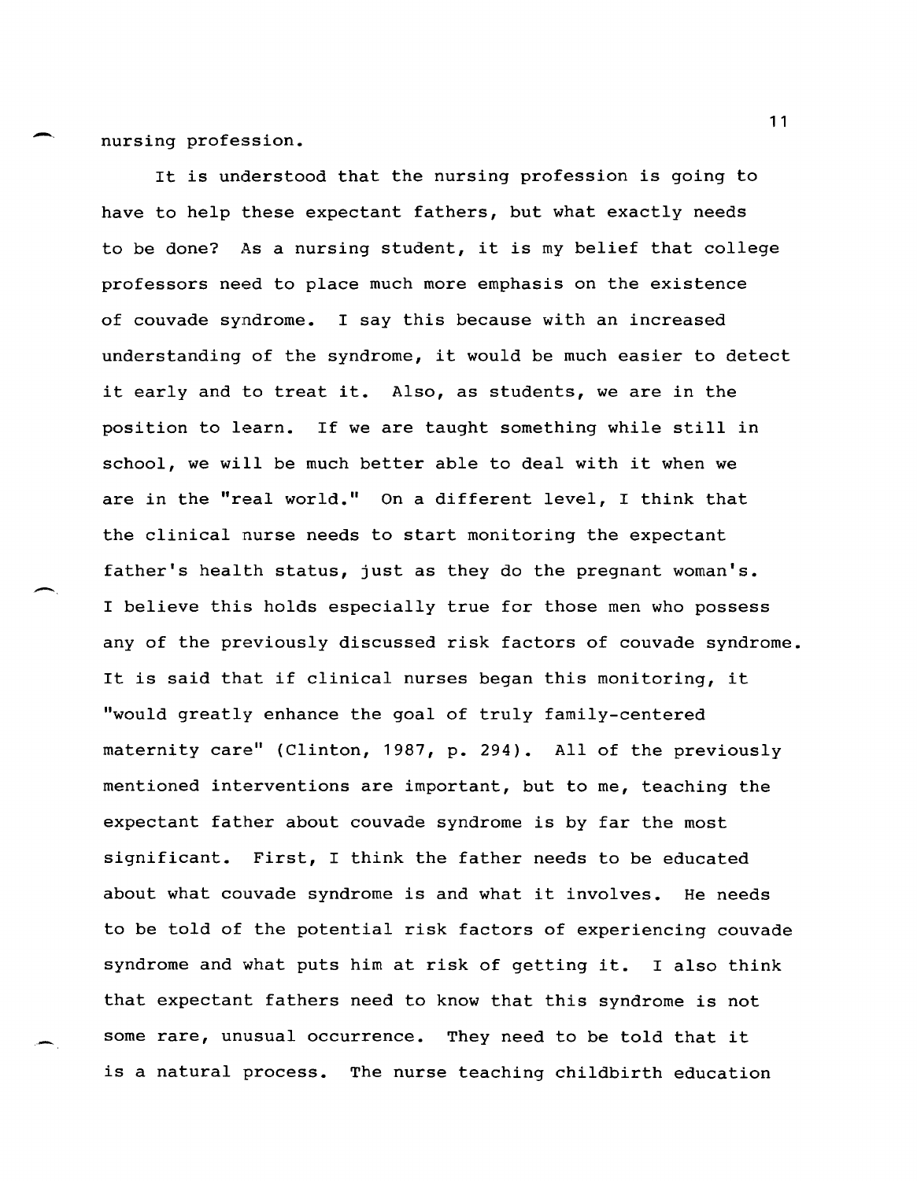nursing profession.

It is understood that the nursing profession is going to have to help these expectant fathers, but what exactly needs to be done? As a nursing student, it is my belief that college professors need to place much more emphasis on the existence of couvade syndrome. I say this because with an increased understanding of the syndrome, it would be much easier to detect it early and to treat it. Also, as students, we are in the position to learn. If we are taught something while still in school, we will be much better able to deal with it when we are in the "real world." On a different level, I think that the clinical nurse needs to start monitoring the expectant father's health status, just as they do the pregnant woman's. I believe this holds especially true for those men who possess any of the previously discussed risk factors of couvade syndrome. It is said that if clinical nurses began this monitoring, it "would greatly enhance the goal of truly family-centered maternity care" (Clinton, 1987, p. 294). All of the previously mentioned interventions are important, but to me, teaching the expectant father about couvade syndrome is by far the most significant. First, I think the father needs to be educated about what couvade syndrome is and what it involves. He needs to be told of the potential risk factors of experiencing couvade syndrome and what puts him at risk of getting it. I also think that expectant fathers need to know that this syndrome is not some rare, unusual occurrence. They need to be told that it is a natural process. The nurse teaching childbirth education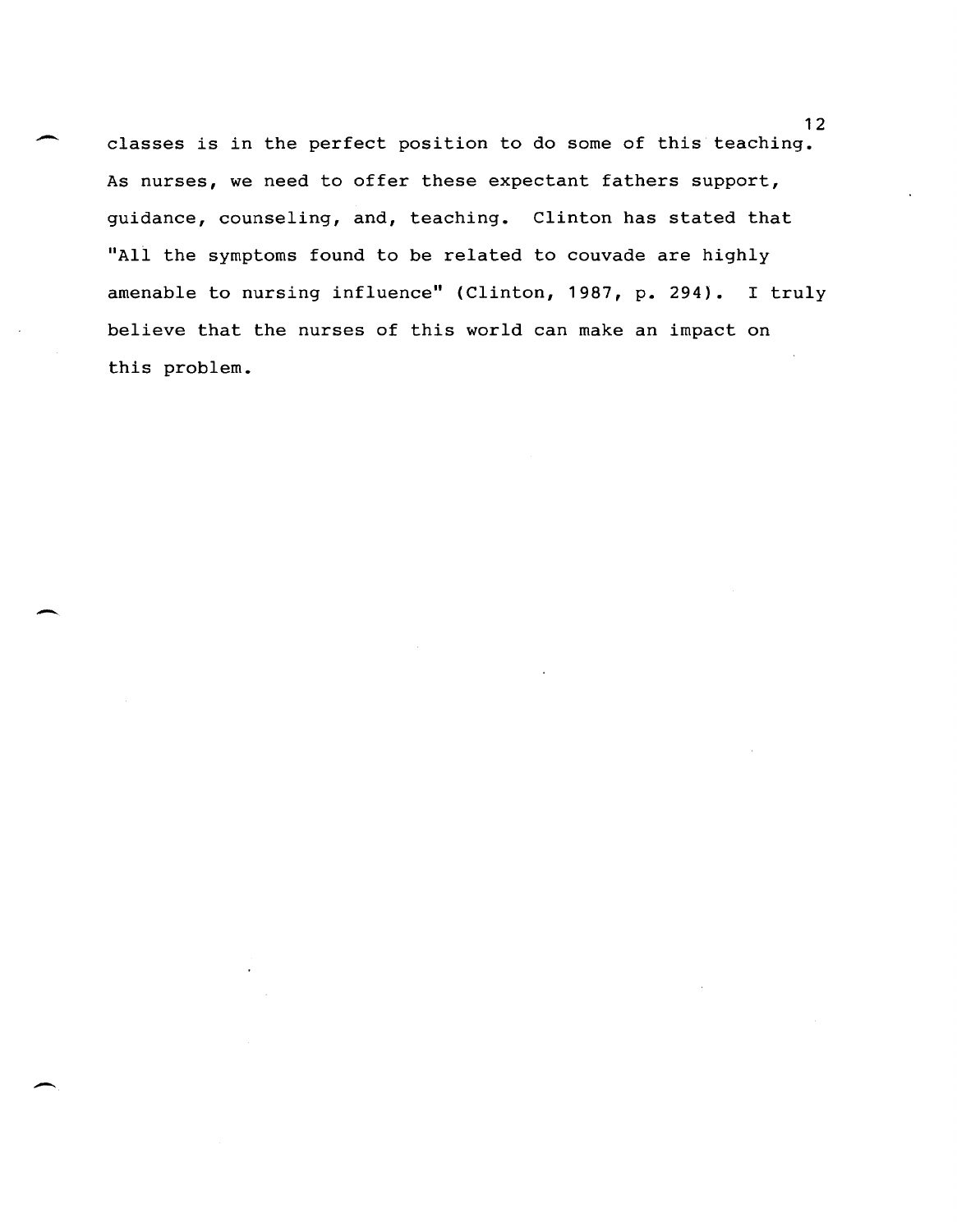classes is in the perfect position to do some of this teaching. As nurses, we need to offer these expectant fathers support, guidance, counseling, and, teaching. Clinton has stated that "All the symptoms found to be related to couvade are highly amenable to nursing influence" (Clinton, 1987, p. 294). I truly believe that the nurses of this world can make an impact on this problem.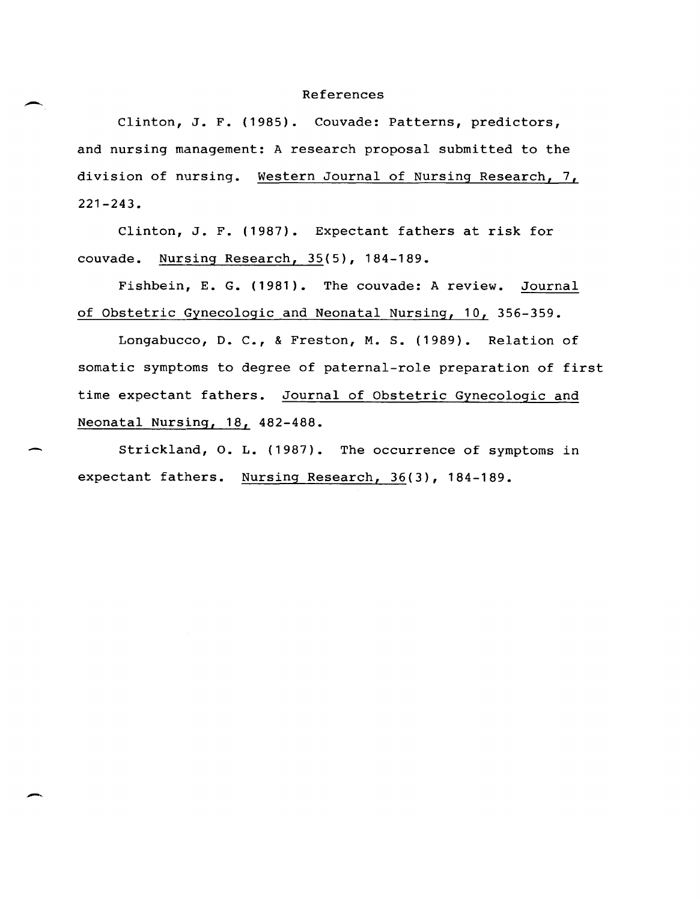# References

Clinton, J. F. (1985). Couvade: Patterns, predictors, and nursing management: A research proposal submitted to the division of nursing. Western Journal of Nursing Research, 7, 221-243.

Clinton, J. F. (1987). Expectant fathers at risk for couvade. Nursing Research, 35(5), 184-189.

Fishbein, E. G. (1981). The couvade: A review. Journal of Obstetric Gynecologic and Neonatal Nursing, 10, 356-359.

Longabucco, D. C., & Freston, M. S. (1989). Relation of somatic symptoms to degree of paternal-role preparation of first time expectant fathers. Journal of Obstetric Gynecologic and Neonatal Nursing, 18, 482-488.

Strickland, O. L. (1987). The occurrence of symptoms in expectant fathers. Nursing Research, 36(3), 184-189.